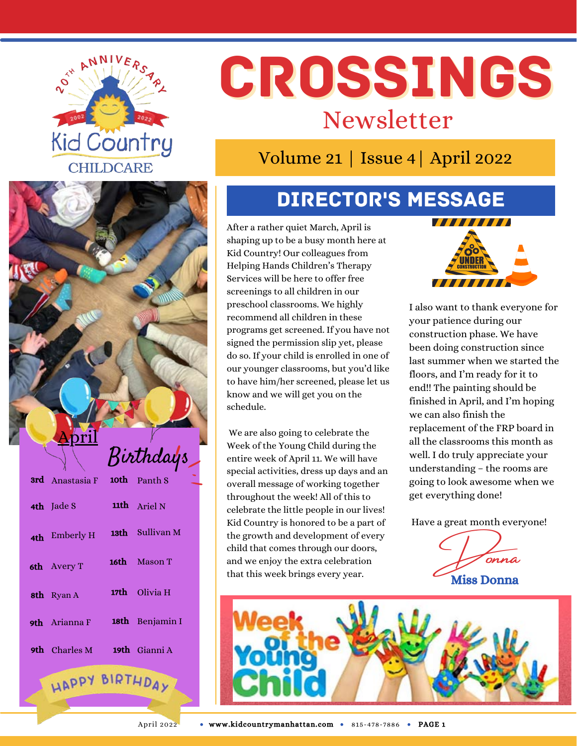20TH ANNIVERSARY 2002 2022

Kid Country CHILDCARE

# CROSSINGS

## Newsletter

Volume 21 | Issue 4 | April 2022

## DIRECTOR'S MESSAGE

After a rather quiet March, April is shaping up to be a busy month here at Kid Country! Our colleagues from Helping Hands Children's Therapy Services will be here to offer free screenings to all children in our preschool classrooms. We highly recommend all children in these programs get screened. If you have not signed the permission slip yet, please do so. If your child is enrolled in one of our younger classrooms, but you'd like to have him/her screened, please let us know and we will get you on the schedule.

We are also going to celebrate the Week of the Young Child during the entire week of April 11. We will have special activities, dress up days and an overall message of working together throughout the week! All of this to celebrate the little people in our lives! Kid Country is honored to be a part of the growth and development of every child that comes through our doors, and we enjoy the extra celebration that this week brings every year.

I also want to thank everyone for your patience during our construction phase. We have been doing construction since last summer when we started the floors, and I'm ready for it to end!! The painting should be finished in April, and I'm hoping we can also finish the replacement of the FRP board in all the classrooms this month as well. I do truly appreciate your understanding – the rooms are going to look awesome when we get everything done!

Have a great month everyone!

Donna

**Miss Donna**

Week of the Young Child

## April Birthdays

| | | | |
|---|---|---|---|
| 3rd | Anastasia F | 10th | Panth S |
| 4th | Jade S | 11th | Ariel N |
| 4th | Emberly H | 13th | Sullivan M |
| 6th | Avery T | 16th | Mason T |
| 8th | Ryan A | 17th | Olivia H |
| 9th | Arianna F | 18th | Benjamin I |
| 9th | Charles M | 19th | Gianni A |

HAPPY BIRTHDAY

April 2022 • www.kidcountrymanhattan.com • 815-478-7886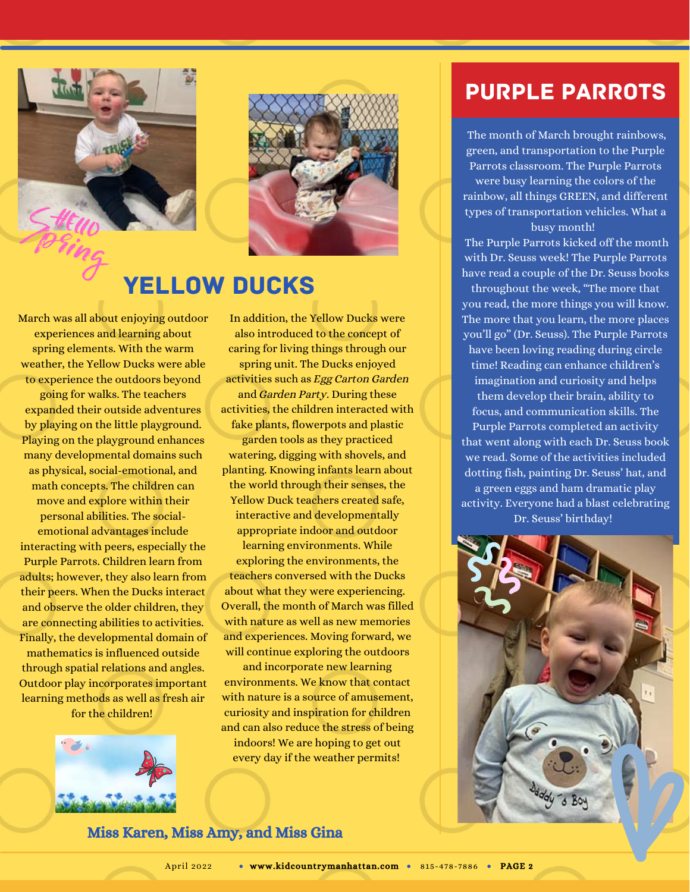Hello Spring

## YELLOW DUCKS

March was all about enjoying outdoor experiences and learning about spring elements. With the warm weather, the Yellow Ducks were able to experience the outdoors beyond going for walks. The teachers expanded their outside adventures by playing on the little playground. Playing on the playground enhances many developmental domains such as physical, social-emotional, and math concepts. The children can move and explore within their personal abilities. The social-emotional advantages include interacting with peers, especially the Purple Parrots. Children learn from adults; however, they also learn from their peers. When the Ducks interact and observe the older children, they are connecting abilities to activities. Finally, the developmental domain of mathematics is influenced outside through spatial relations and angles. Outdoor play incorporates important learning methods as well as fresh air for the children!

In addition, the Yellow Ducks were also introduced to the concept of caring for living things through our spring unit. The Ducks enjoyed activities such as *Egg Carton Garden* and *Garden Party*. During these activities, the children interacted with fake plants, flowerpots and plastic garden tools as they practiced watering, digging with shovels, and planting. Knowing infants learn about the world through their senses, the Yellow Duck teachers created safe, interactive and developmentally appropriate indoor and outdoor learning environments. While exploring the environments, the teachers conversed with the Ducks about what they were experiencing. Overall, the month of March was filled with nature as well as new memories and experiences. Moving forward, we will continue exploring the outdoors and incorporate new learning environments. We know that contact with nature is a source of amusement, curiosity and inspiration for children and can also reduce the stress of being indoors! We are hoping to get out every day if the weather permits!

**Miss Karen, Miss Amy, and Miss Gina**

## PURPLE PARROTS

The month of March brought rainbows, green, and transportation to the Purple Parrots classroom. The Purple Parrots were busy learning the colors of the rainbow, all things GREEN, and different types of transportation vehicles. What a busy month!

The Purple Parrots kicked off the month with Dr. Seuss week! The Purple Parrots have read a couple of the Dr. Seuss books throughout the week, "The more that you read, the more things you will know. The more that you learn, the more places you'll go" (Dr. Seuss). The Purple Parrots have been loving reading during circle time! Reading can enhance children's imagination and curiosity and helps them develop their brain, ability to focus, and communication skills. The Purple Parrots completed an activity that went along with each Dr. Seuss book we read. Some of the activities included dotting fish, painting Dr. Seuss' hat, and a green eggs and ham dramatic play activity. Everyone had a blast celebrating Dr. Seuss' birthday!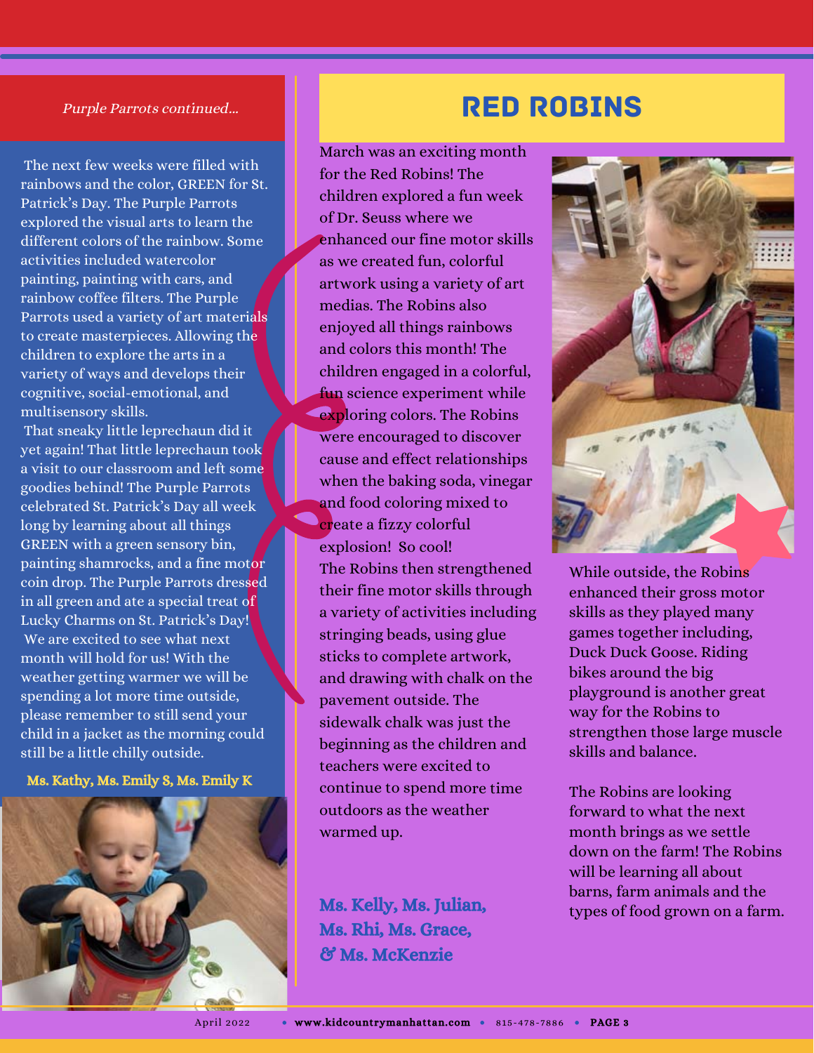*Purple Parrots continued...*

The next few weeks were filled with rainbows and the color, GREEN for St. Patrick's Day. The Purple Parrots explored the visual arts to learn the different colors of the rainbow. Some activities included watercolor painting, painting with cars, and rainbow coffee filters. The Purple Parrots used a variety of art materials to create masterpieces. Allowing the children to explore the arts in a variety of ways and develops their cognitive, social-emotional, and multisensory skills.

That sneaky little leprechaun did it yet again! That little leprechaun took a visit to our classroom and left some goodies behind! The Purple Parrots celebrated St. Patrick's Day all week long by learning about all things GREEN with a green sensory bin, painting shamrocks, and a fine motor coin drop. The Purple Parrots dressed in all green and ate a special treat of Lucky Charms on St. Patrick's Day!

We are excited to see what next month will hold for us! With the weather getting warmer we will be spending a lot more time outside, please remember to still send your child in a jacket as the morning could still be a little chilly outside.

**Ms. Kathy, Ms. Emily S, Ms. Emily K**

# RED ROBINS

March was an exciting month for the Red Robins! The children explored a fun week of Dr. Seuss where we enhanced our fine motor skills as we created fun, colorful artwork using a variety of art medias. The Robins also enjoyed all things rainbows and colors this month! The children engaged in a colorful, fun science experiment while exploring colors. The Robins were encouraged to discover cause and effect relationships when the baking soda, vinegar and food coloring mixed to create a fizzy colorful explosion! So cool!

The Robins then strengthened their fine motor skills through a variety of activities including stringing beads, using glue sticks to complete artwork, and drawing with chalk on the pavement outside. The sidewalk chalk was just the beginning as the children and teachers were excited to continue to spend more time outdoors as the weather warmed up.

While outside, the Robins enhanced their gross motor skills as they played many games together including, Duck Duck Goose. Riding bikes around the big playground is another great way for the Robins to strengthen those large muscle skills and balance.

The Robins are looking forward to what the next month brings as we settle down on the farm! The Robins will be learning all about barns, farm animals and the types of food grown on a farm.

**Ms. Kelly, Ms. Julian, Ms. Rhi, Ms. Grace, & Ms. McKenzie**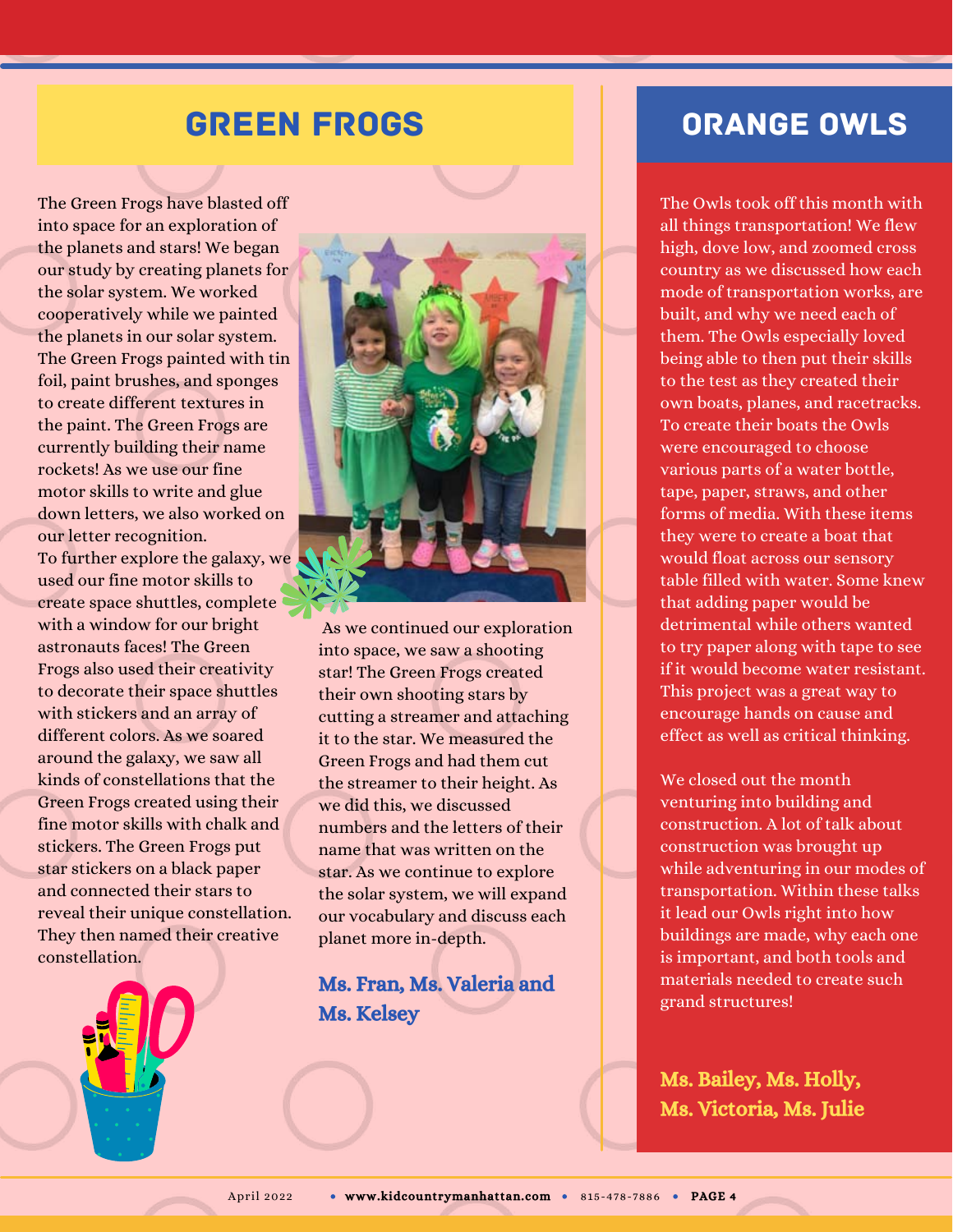## GREEN FROGS

The Green Frogs have blasted off into space for an exploration of the planets and stars! We began our study by creating planets for the solar system. We worked cooperatively while we painted the planets in our solar system. The Green Frogs painted with tin foil, paint brushes, and sponges to create different textures in the paint. The Green Frogs are currently building their name rockets! As we use our fine motor skills to write and glue down letters, we also worked on our letter recognition.

To further explore the galaxy, we used our fine motor skills to create space shuttles, complete with a window for our bright astronauts faces! The Green Frogs also used their creativity to decorate their space shuttles with stickers and an array of different colors. As we soared around the galaxy, we saw all kinds of constellations that the Green Frogs created using their fine motor skills with chalk and stickers. The Green Frogs put star stickers on a black paper and connected their stars to reveal their unique constellation. They then named their creative constellation.

As we continued our exploration into space, we saw a shooting star! The Green Frogs created their own shooting stars by cutting a streamer and attaching it to the star. We measured the Green Frogs and had them cut the streamer to their height. As we did this, we discussed numbers and the letters of their name that was written on the star. As we continue to explore the solar system, we will expand our vocabulary and discuss each planet more in-depth.

**Ms. Fran, Ms. Valeria and Ms. Kelsey**

## ORANGE OWLS

The Owls took off this month with all things transportation! We flew high, dove low, and zoomed cross country as we discussed how each mode of transportation works, are built, and why we need each of them. The Owls especially loved being able to then put their skills to the test as they created their own boats, planes, and racetracks. To create their boats the Owls were encouraged to choose various parts of a water bottle, tape, paper, straws, and other forms of media. With these items they were to create a boat that would float across our sensory table filled with water. Some knew that adding paper would be detrimental while others wanted to try paper along with tape to see if it would become water resistant. This project was a great way to encourage hands on cause and effect as well as critical thinking.

We closed out the month venturing into building and construction. A lot of talk about construction was brought up while adventuring in our modes of transportation. Within these talks it lead our Owls right into how buildings are made, why each one is important, and both tools and materials needed to create such grand structures!

**Ms. Bailey, Ms. Holly, Ms. Victoria, Ms. Julie**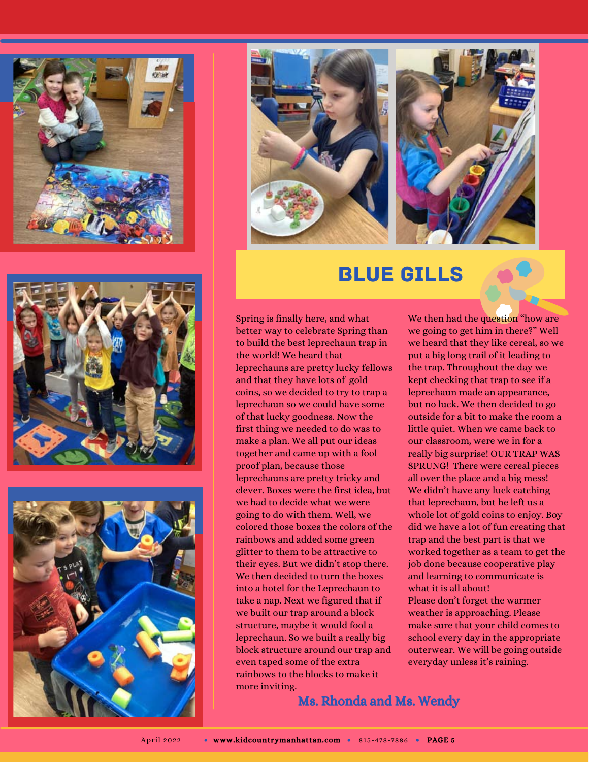## BLUE GILLS

Spring is finally here, and what better way to celebrate Spring than to build the best leprechaun trap in the world! We heard that leprechauns are pretty lucky fellows and that they have lots of gold coins, so we decided to try to trap a leprechaun so we could have some of that lucky goodness. Now the first thing we needed to do was to make a plan. We all put our ideas together and came up with a fool proof plan, because those leprechauns are pretty tricky and clever. Boxes were the first idea, but we had to decide what we were going to do with them. Well, we colored those boxes the colors of the rainbows and added some green glitter to them to be attractive to their eyes. But we didn't stop there. We then decided to turn the boxes into a hotel for the Leprechaun to take a nap. Next we figured that if we built our trap around a block structure, maybe it would fool a leprechaun. So we built a really big block structure around our trap and even taped some of the extra rainbows to the blocks to make it more inviting.

We then had the question "how are we going to get him in there?" Well we heard that they like cereal, so we put a big long trail of it leading to the trap. Throughout the day we kept checking that trap to see if a leprechaun made an appearance, but no luck. We then decided to go outside for a bit to make the room a little quiet. When we came back to our classroom, were we in for a really big surprise! OUR TRAP WAS SPRUNG! There were cereal pieces all over the place and a big mess! We didn't have any luck catching that leprechaun, but he left us a whole lot of gold coins to enjoy. Boy did we have a lot of fun creating that trap and the best part is that we worked together as a team to get the job done because cooperative play and learning to communicate is what it is all about!

Please don't forget the warmer weather is approaching. Please make sure that your child comes to school every day in the appropriate outerwear. We will be going outside everyday unless it's raining.

**Ms. Rhonda and Ms. Wendy**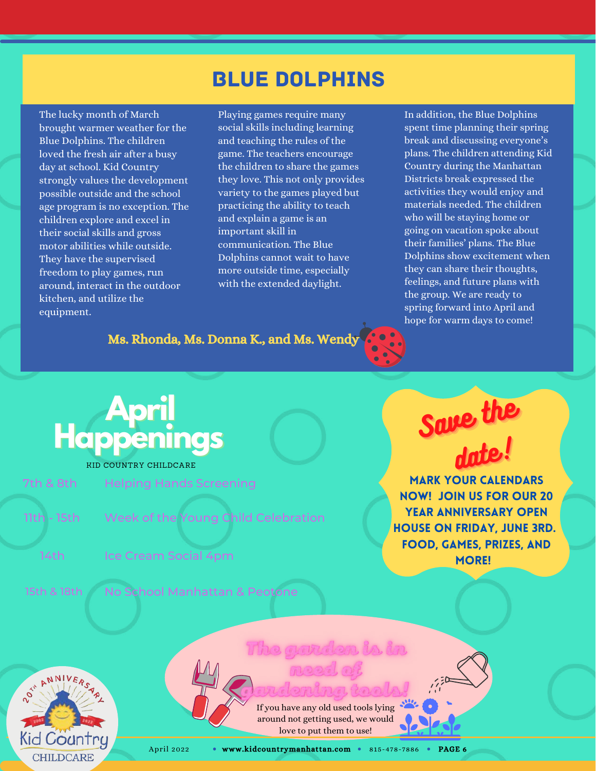# BLUE DOLPHINS

The lucky month of March brought warmer weather for the Blue Dolphins. The children loved the fresh air after a busy day at school. Kid Country strongly values the development possible outside and the school age program is no exception. The children explore and excel in their social skills and gross motor abilities while outside. They have the supervised freedom to play games, run around, interact in the outdoor kitchen, and utilize the equipment.

Playing games require many social skills including learning and teaching the rules of the game. The teachers encourage the children to share the games they love. This not only provides variety to the games played but practicing the ability to teach and explain a game is an important skill in communication. The Blue Dolphins cannot wait to have more outside time, especially with the extended daylight.

In addition, the Blue Dolphins spent time planning their spring break and discussing everyone's plans. The children attending Kid Country during the Manhattan Districts break expressed the activities they would enjoy and materials needed. The children who will be staying home or going on vacation spoke about their families' plans. The Blue Dolphins show excitement when they can share their thoughts, feelings, and future plans with the group. We are ready to spring forward into April and hope for warm days to come!

**Ms. Rhonda, Ms. Donna K., and Ms. Wendy**

# April Happenings

KID COUNTRY CHILDCARE

| | |
|---|---|
| 7th & 8th | Helping Hands Screening |
| 11th - 15th | Week of the Young Child Celebration |
| 14th | Ice Cream Social 4pm |
| 15th & 18th | No School Manhattan & Peotone |

## Save the date!

**MARK YOUR CALENDARS NOW! JOIN US FOR OUR 20 YEAR ANNIVERSARY OPEN HOUSE ON FRIDAY, JUNE 3RD. FOOD, GAMES, PRIZES, AND MORE!**

## The garden is in need of gardening tools!

If you have any old used tools lying around not getting used, we would love to put them to use!

20TH ANNIVERSARY 2002 2022 Kid Country CHILDCARE

April 2022 • www.kidcountrymanhattan.com • 815-478-7886